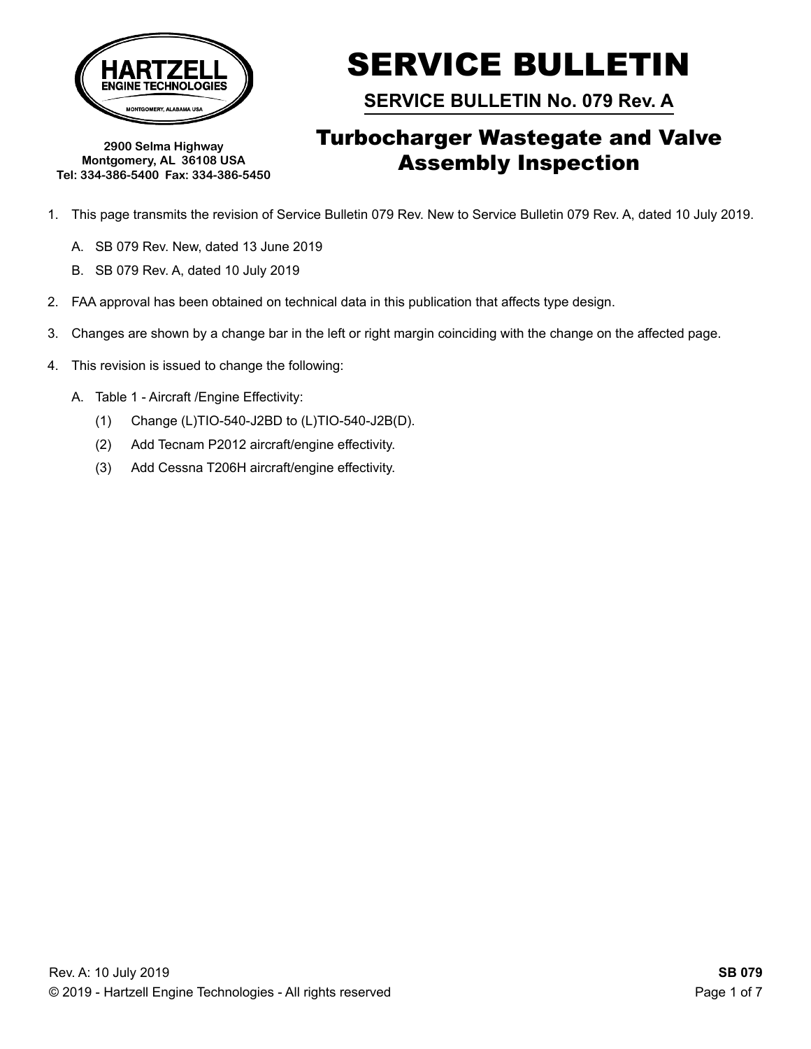HARTZELL ENGINE TECHNOLOGIES
MONTGOMERY, ALABAMA USA

2900 Selma Highway
Montgomery, AL 36108 USA
Tel: 334-386-5400 Fax: 334-386-5450

# SERVICE BULLETIN

## SERVICE BULLETIN No. 079 Rev. A

## Turbocharger Wastegate and Valve Assembly Inspection

1. This page transmits the revision of Service Bulletin 079 Rev. New to Service Bulletin 079 Rev. A, dated 10 July 2019.
   - A. SB 079 Rev. New, dated 13 June 2019
   - B. SB 079 Rev. A, dated 10 July 2019
2. FAA approval has been obtained on technical data in this publication that affects type design.
3. Changes are shown by a change bar in the left or right margin coinciding with the change on the affected page.
4. This revision is issued to change the following:
   - A. Table 1 - Aircraft /Engine Effectivity:
     - (1) Change (L)TIO-540-J2BD to (L)TIO-540-J2B(D).
     - (2) Add Tecnam P2012 aircraft/engine effectivity.
     - (3) Add Cessna T206H aircraft/engine effectivity.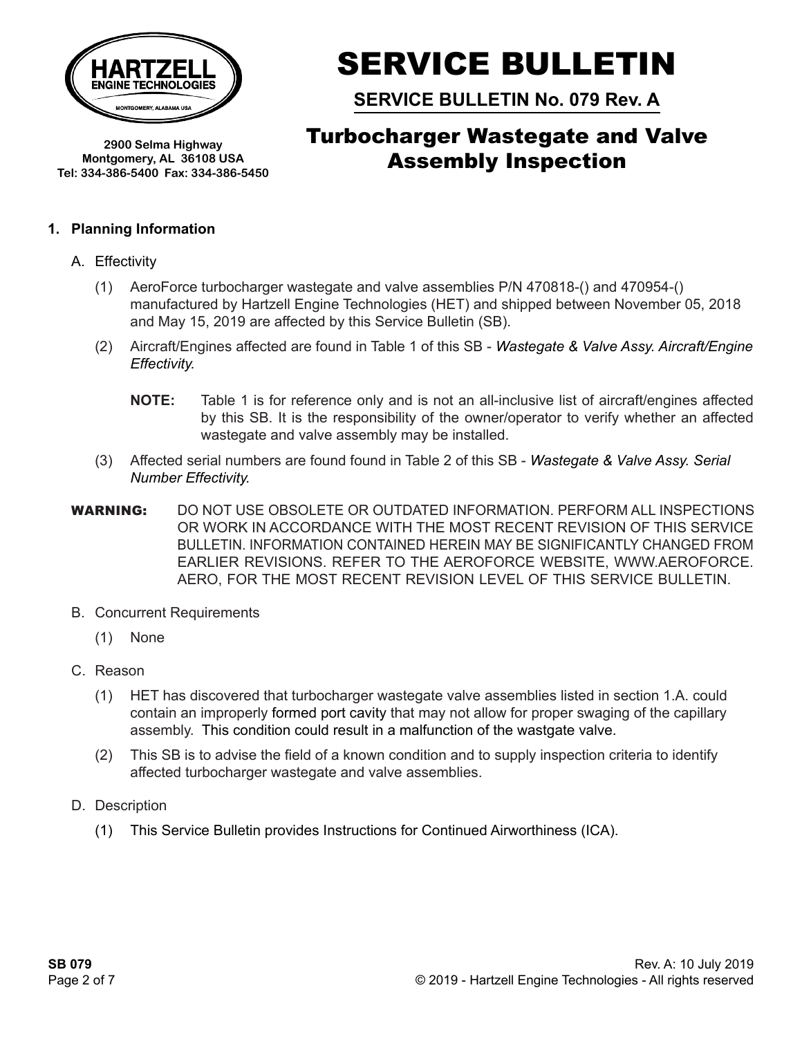# SERVICE BULLETIN

**SERVICE BULLETIN No. 079 Rev. A**

## Turbocharger Wastegate and Valve Assembly Inspection

**HARTZELL ENGINE TECHNOLOGIES**
MONTGOMERY, ALABAMA USA

**2900 Selma Highway**
**Montgomery, AL 36108 USA**
**Tel: 334-386-5400 Fax: 334-386-5450**

### 1. Planning Information

A. Effectivity

(1) AeroForce turbocharger wastegate and valve assemblies P/N 470818-() and 470954-() manufactured by Hartzell Engine Technologies (HET) and shipped between November 05, 2018 and May 15, 2019 are affected by this Service Bulletin (SB).

(2) Aircraft/Engines affected are found in Table 1 of this SB - *Wastegate & Valve Assy. Aircraft/Engine Effectivity.*

**NOTE:** Table 1 is for reference only and is not an all-inclusive list of aircraft/engines affected by this SB. It is the responsibility of the owner/operator to verify whether an affected wastegate and valve assembly may be installed.

(3) Affected serial numbers are found found in Table 2 of this SB - *Wastegate & Valve Assy. Serial Number Effectivity.*

**WARNING:** DO NOT USE OBSOLETE OR OUTDATED INFORMATION. PERFORM ALL INSPECTIONS OR WORK IN ACCORDANCE WITH THE MOST RECENT REVISION OF THIS SERVICE BULLETIN. INFORMATION CONTAINED HEREIN MAY BE SIGNIFICANTLY CHANGED FROM EARLIER REVISIONS. REFER TO THE AEROFORCE WEBSITE, WWW.AEROFORCE.AERO, FOR THE MOST RECENT REVISION LEVEL OF THIS SERVICE BULLETIN.

B. Concurrent Requirements

(1) None

C. Reason

(1) HET has discovered that turbocharger wastegate valve assemblies listed in section 1.A. could contain an improperly formed port cavity that may not allow for proper swaging of the capillary assembly. This condition could result in a malfunction of the wastgate valve.

(2) This SB is to advise the field of a known condition and to supply inspection criteria to identify affected turbocharger wastegate and valve assemblies.

D. Description

(1) This Service Bulletin provides Instructions for Continued Airworthiness (ICA).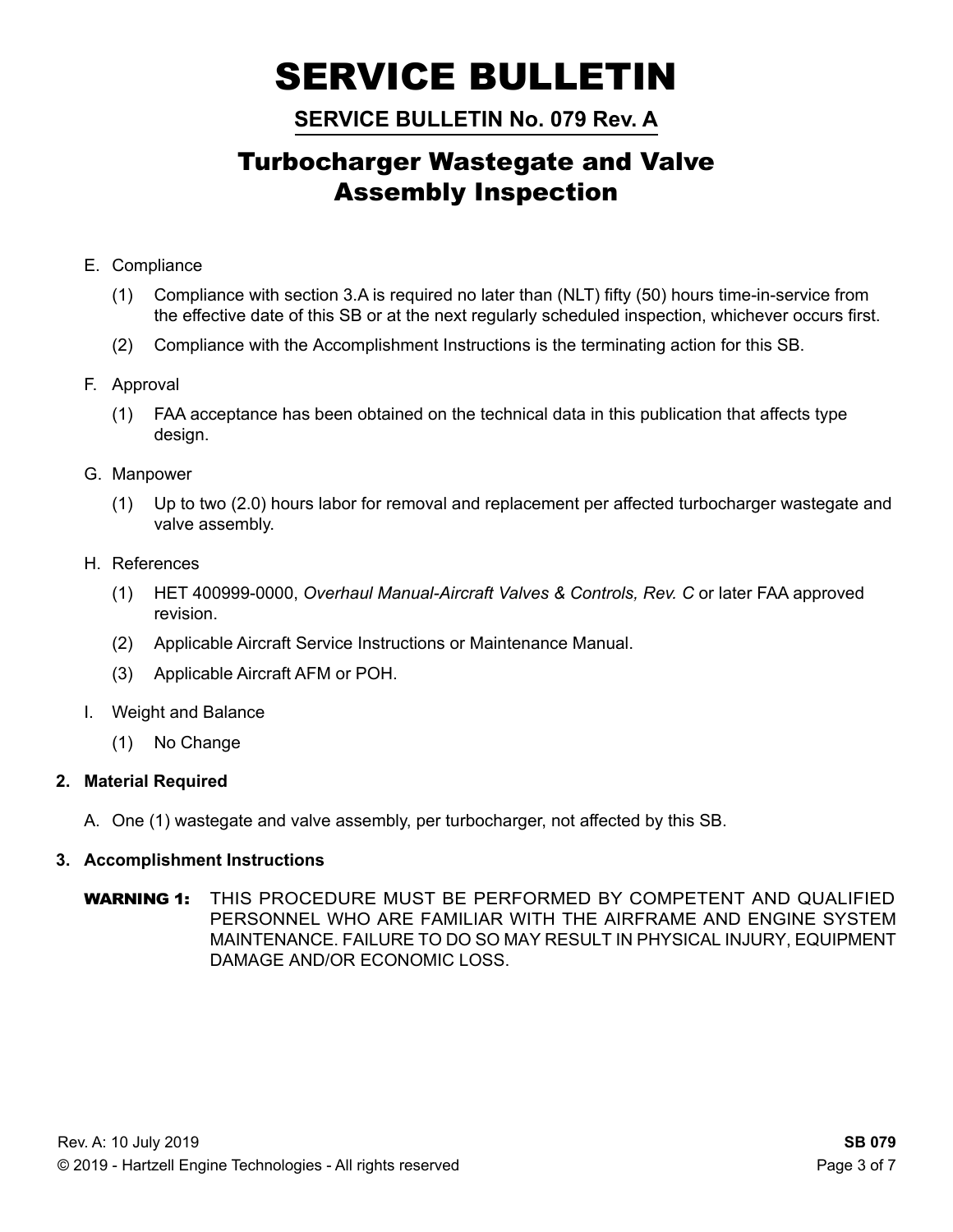# SERVICE BULLETIN

## SERVICE BULLETIN No. 079 Rev. A

## Turbocharger Wastegate and Valve Assembly Inspection

E. Compliance

(1) Compliance with section 3.A is required no later than (NLT) fifty (50) hours time-in-service from the effective date of this SB or at the next regularly scheduled inspection, whichever occurs first.

(2) Compliance with the Accomplishment Instructions is the terminating action for this SB.

F. Approval

(1) FAA acceptance has been obtained on the technical data in this publication that affects type design.

G. Manpower

(1) Up to two (2.0) hours labor for removal and replacement per affected turbocharger wastegate and valve assembly.

H. References

(1) HET 400999-0000, *Overhaul Manual-Aircraft Valves & Controls, Rev. C* or later FAA approved revision.

(2) Applicable Aircraft Service Instructions or Maintenance Manual.

(3) Applicable Aircraft AFM or POH.

I. Weight and Balance

(1) No Change

**2. Material Required**

A. One (1) wastegate and valve assembly, per turbocharger, not affected by this SB.

**3. Accomplishment Instructions**

**WARNING 1:** THIS PROCEDURE MUST BE PERFORMED BY COMPETENT AND QUALIFIED PERSONNEL WHO ARE FAMILIAR WITH THE AIRFRAME AND ENGINE SYSTEM MAINTENANCE. FAILURE TO DO SO MAY RESULT IN PHYSICAL INJURY, EQUIPMENT DAMAGE AND/OR ECONOMIC LOSS.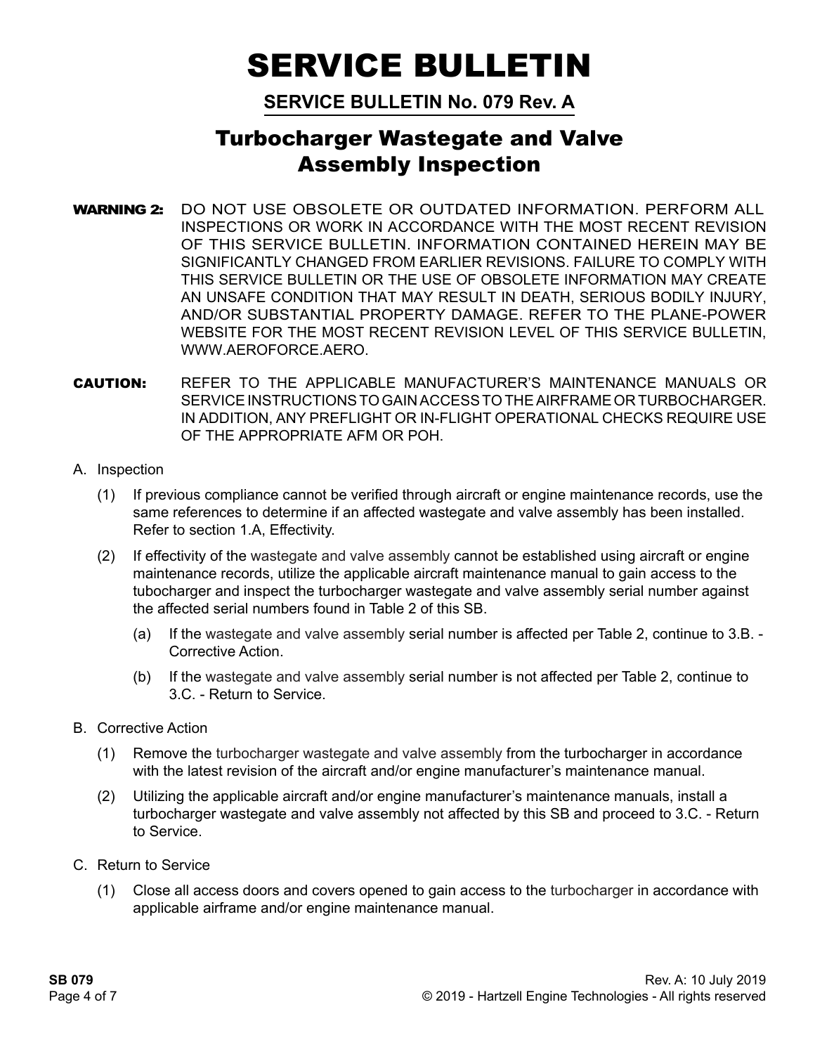# SERVICE BULLETIN

## SERVICE BULLETIN No. 079 Rev. A

## Turbocharger Wastegate and Valve Assembly Inspection

**WARNING 2:** DO NOT USE OBSOLETE OR OUTDATED INFORMATION. PERFORM ALL INSPECTIONS OR WORK IN ACCORDANCE WITH THE MOST RECENT REVISION OF THIS SERVICE BULLETIN. INFORMATION CONTAINED HEREIN MAY BE SIGNIFICANTLY CHANGED FROM EARLIER REVISIONS. FAILURE TO COMPLY WITH THIS SERVICE BULLETIN OR THE USE OF OBSOLETE INFORMATION MAY CREATE AN UNSAFE CONDITION THAT MAY RESULT IN DEATH, SERIOUS BODILY INJURY, AND/OR SUBSTANTIAL PROPERTY DAMAGE. REFER TO THE PLANE-POWER WEBSITE FOR THE MOST RECENT REVISION LEVEL OF THIS SERVICE BULLETIN, WWW.AEROFORCE.AERO.

**CAUTION:** REFER TO THE APPLICABLE MANUFACTURER'S MAINTENANCE MANUALS OR SERVICE INSTRUCTIONS TO GAIN ACCESS TO THE AIRFRAME OR TURBOCHARGER. IN ADDITION, ANY PREFLIGHT OR IN-FLIGHT OPERATIONAL CHECKS REQUIRE USE OF THE APPROPRIATE AFM OR POH.

A. Inspection

(1) If previous compliance cannot be verified through aircraft or engine maintenance records, use the same references to determine if an affected wastegate and valve assembly has been installed. Refer to section 1.A, Effectivity.

(2) If effectivity of the wastegate and valve assembly cannot be established using aircraft or engine maintenance records, utilize the applicable aircraft maintenance manual to gain access to the tubocharger and inspect the turbocharger wastegate and valve assembly serial number against the affected serial numbers found in Table 2 of this SB.

(a) If the wastegate and valve assembly serial number is affected per Table 2, continue to 3.B. - Corrective Action.

(b) If the wastegate and valve assembly serial number is not affected per Table 2, continue to 3.C. - Return to Service.

B. Corrective Action

(1) Remove the turbocharger wastegate and valve assembly from the turbocharger in accordance with the latest revision of the aircraft and/or engine manufacturer's maintenance manual.

(2) Utilizing the applicable aircraft and/or engine manufacturer's maintenance manuals, install a turbocharger wastegate and valve assembly not affected by this SB and proceed to 3.C. - Return to Service.

C. Return to Service

(1) Close all access doors and covers opened to gain access to the turbocharger in accordance with applicable airframe and/or engine maintenance manual.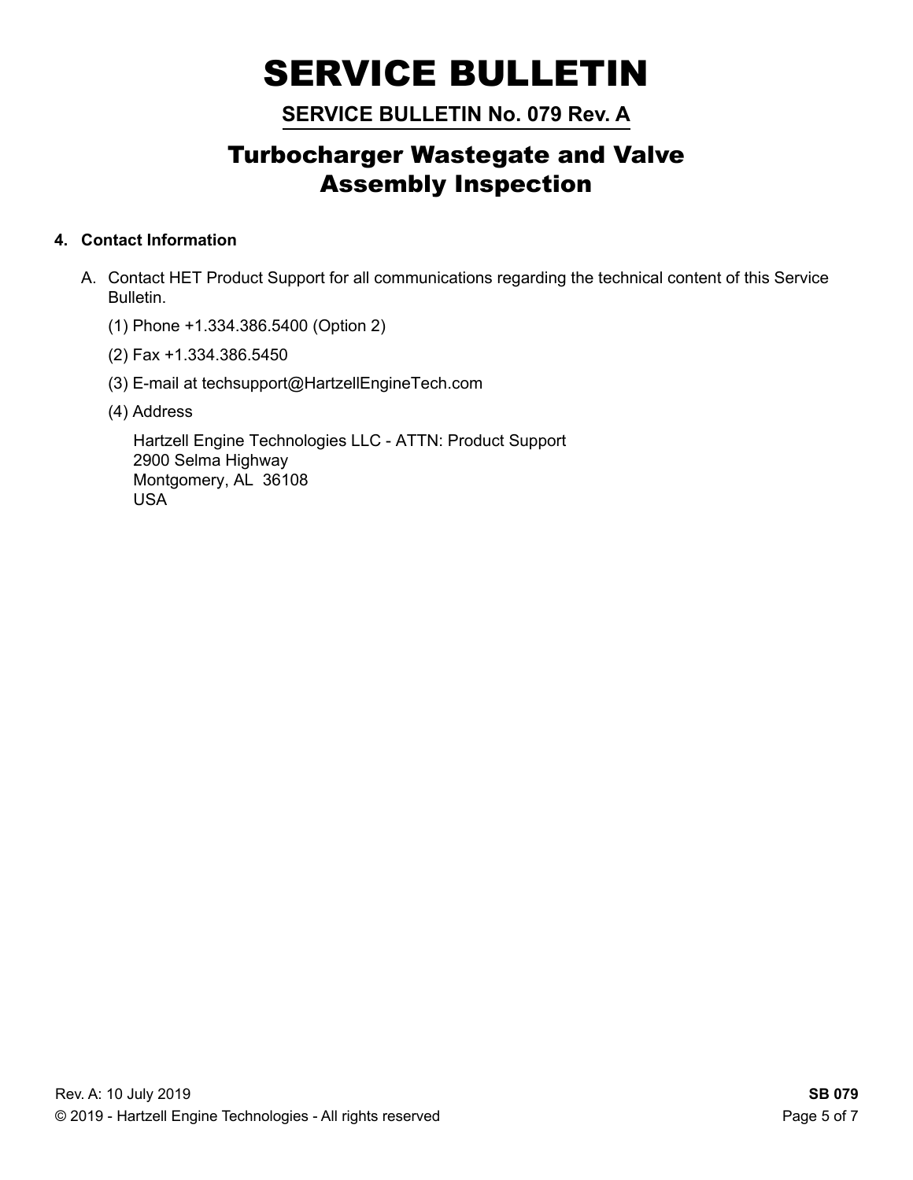# SERVICE BULLETIN

## SERVICE BULLETIN No. 079 Rev. A

## Turbocharger Wastegate and Valve Assembly Inspection

**4. Contact Information**

A. Contact HET Product Support for all communications regarding the technical content of this Service Bulletin.

(1) Phone +1.334.386.5400 (Option 2)

(2) Fax +1.334.386.5450

(3) E-mail at techsupport@HartzellEngineTech.com

(4) Address

Hartzell Engine Technologies LLC - ATTN: Product Support
2900 Selma Highway
Montgomery, AL 36108
USA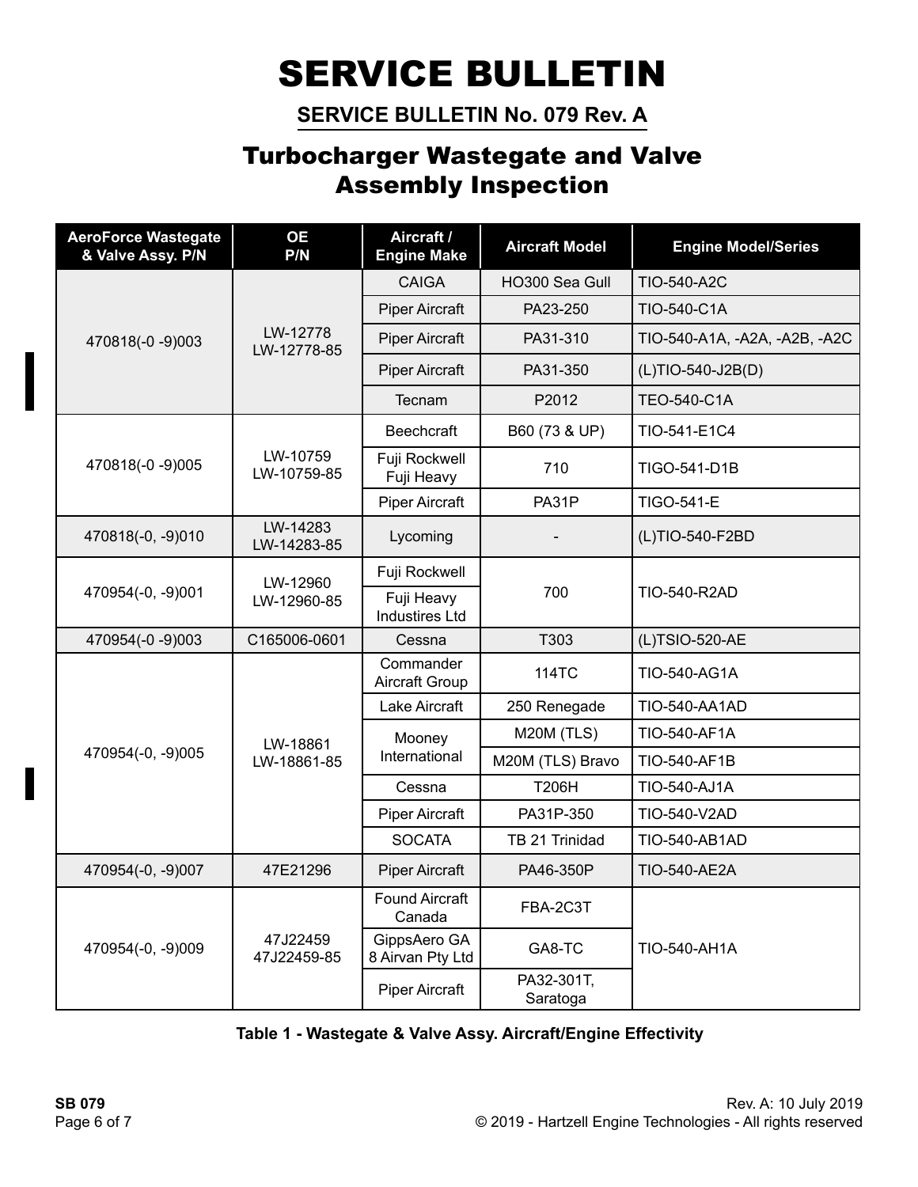# SERVICE BULLETIN

## SERVICE BULLETIN No. 079 Rev. A

## Turbocharger Wastegate and Valve Assembly Inspection

| AeroForce Wastegate & Valve Assy. P/N | OE P/N | Aircraft / Engine Make | Aircraft Model | Engine Model/Series |
|---|---|---|---|---|
| 470818(-0 -9)003 | LW-12778<br>LW-12778-85 | CAIGA | HO300 Sea Gull | TIO-540-A2C |
| | | Piper Aircraft | PA23-250 | TIO-540-C1A |
| | | Piper Aircraft | PA31-310 | TIO-540-A1A, -A2A, -A2B, -A2C |
| | | Piper Aircraft | PA31-350 | (L)TIO-540-J2B(D) |
| | | Tecnam | P2012 | TEO-540-C1A |
| 470818(-0 -9)005 | LW-10759<br>LW-10759-85 | Beechcraft | B60 (73 & UP) | TIO-541-E1C4 |
| | | Fuji Rockwell Fuji Heavy | 710 | TIGO-541-D1B |
| | | Piper Aircraft | PA31P | TIGO-541-E |
| 470818(-0, -9)010 | LW-14283<br>LW-14283-85 | Lycoming | - | (L)TIO-540-F2BD |
| 470954(-0, -9)001 | LW-12960<br>LW-12960-85 | Fuji Rockwell | 700 | TIO-540-R2AD |
| | | Fuji Heavy Industires Ltd | | |
| 470954(-0 -9)003 | C165006-0601 | Cessna | T303 | (L)TSIO-520-AE |
| 470954(-0, -9)005 | LW-18861<br>LW-18861-85 | Commander Aircraft Group | 114TC | TIO-540-AG1A |
| | | Lake Aircraft | 250 Renegade | TIO-540-AA1AD |
| | | Mooney International | M20M (TLS) | TIO-540-AF1A |
| | | | M20M (TLS) Bravo | TIO-540-AF1B |
| | | Cessna | T206H | TIO-540-AJ1A |
| | | Piper Aircraft | PA31P-350 | TIO-540-V2AD |
| | | SOCATA | TB 21 Trinidad | TIO-540-AB1AD |
| 470954(-0, -9)007 | 47E21296 | Piper Aircraft | PA46-350P | TIO-540-AE2A |
| 470954(-0, -9)009 | 47J22459<br>47J22459-85 | Found Aircraft Canada | FBA-2C3T | TIO-540-AH1A |
| | | GippsAero GA 8 Airvan Pty Ltd | GA8-TC | |
| | | Piper Aircraft | PA32-301T, Saratoga | |

**Table 1 - Wastegate & Valve Assy. Aircraft/Engine Effectivity**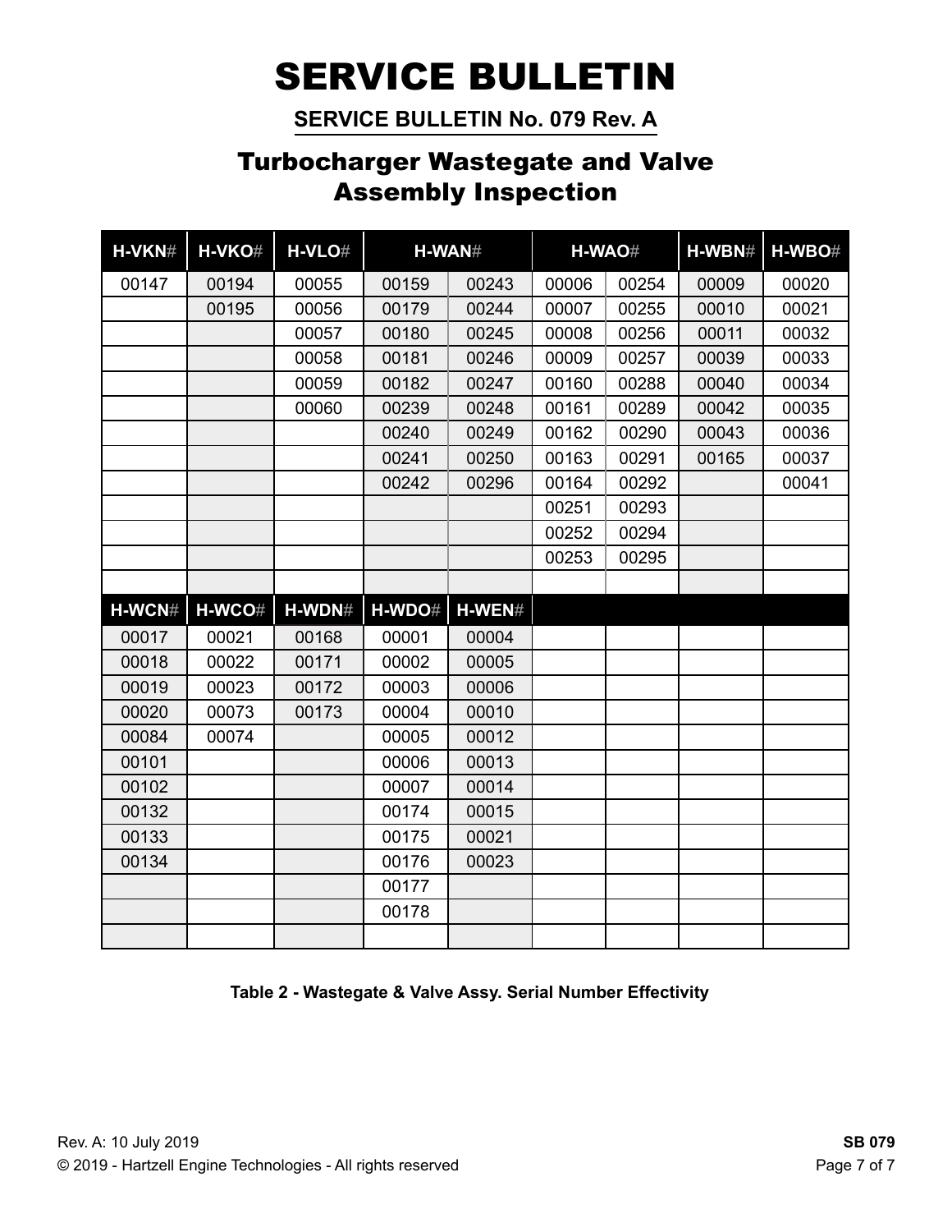# SERVICE BULLETIN

## SERVICE BULLETIN No. 079 Rev. A

## Turbocharger Wastegate and Valve Assembly Inspection

| H-VKN# | H-VKO# | H-VLO# | H-WAN# | | H-WAO# | | H-WBN# | H-WBO# |
|---|---|---|---|---|---|---|---|---|
| 00147 | 00194 | 00055 | 00159 | 00243 | 00006 | 00254 | 00009 | 00020 |
| | 00195 | 00056 | 00179 | 00244 | 00007 | 00255 | 00010 | 00021 |
| | | 00057 | 00180 | 00245 | 00008 | 00256 | 00011 | 00032 |
| | | 00058 | 00181 | 00246 | 00009 | 00257 | 00039 | 00033 |
| | | 00059 | 00182 | 00247 | 00160 | 00288 | 00040 | 00034 |
| | | 00060 | 00239 | 00248 | 00161 | 00289 | 00042 | 00035 |
| | | | 00240 | 00249 | 00162 | 00290 | 00043 | 00036 |
| | | | 00241 | 00250 | 00163 | 00291 | 00165 | 00037 |
| | | | 00242 | 00296 | 00164 | 00292 | | 00041 |
| | | | | | 00251 | 00293 | | |
| | | | | | 00252 | 00294 | | |
| | | | | | 00253 | 00295 | | |
| | | | | | | | | |
| **H-WCN#** | **H-WCO#** | **H-WDN#** | **H-WDO#** | **H-WEN#** | | | | |
| 00017 | 00021 | 00168 | 00001 | 00004 | | | | |
| 00018 | 00022 | 00171 | 00002 | 00005 | | | | |
| 00019 | 00023 | 00172 | 00003 | 00006 | | | | |
| 00020 | 00073 | 00173 | 00004 | 00010 | | | | |
| 00084 | 00074 | | 00005 | 00012 | | | | |
| 00101 | | | 00006 | 00013 | | | | |
| 00102 | | | 00007 | 00014 | | | | |
| 00132 | | | 00174 | 00015 | | | | |
| 00133 | | | 00175 | 00021 | | | | |
| 00134 | | | 00176 | 00023 | | | | |
| | | | 00177 | | | | | |
| | | | 00178 | | | | | |
| | | | | | | | | |

**Table 2 - Wastegate & Valve Assy. Serial Number Effectivity**

Rev. A: 10 July 2019

© 2019 - Hartzell Engine Technologies - All rights reserved

**SB 079**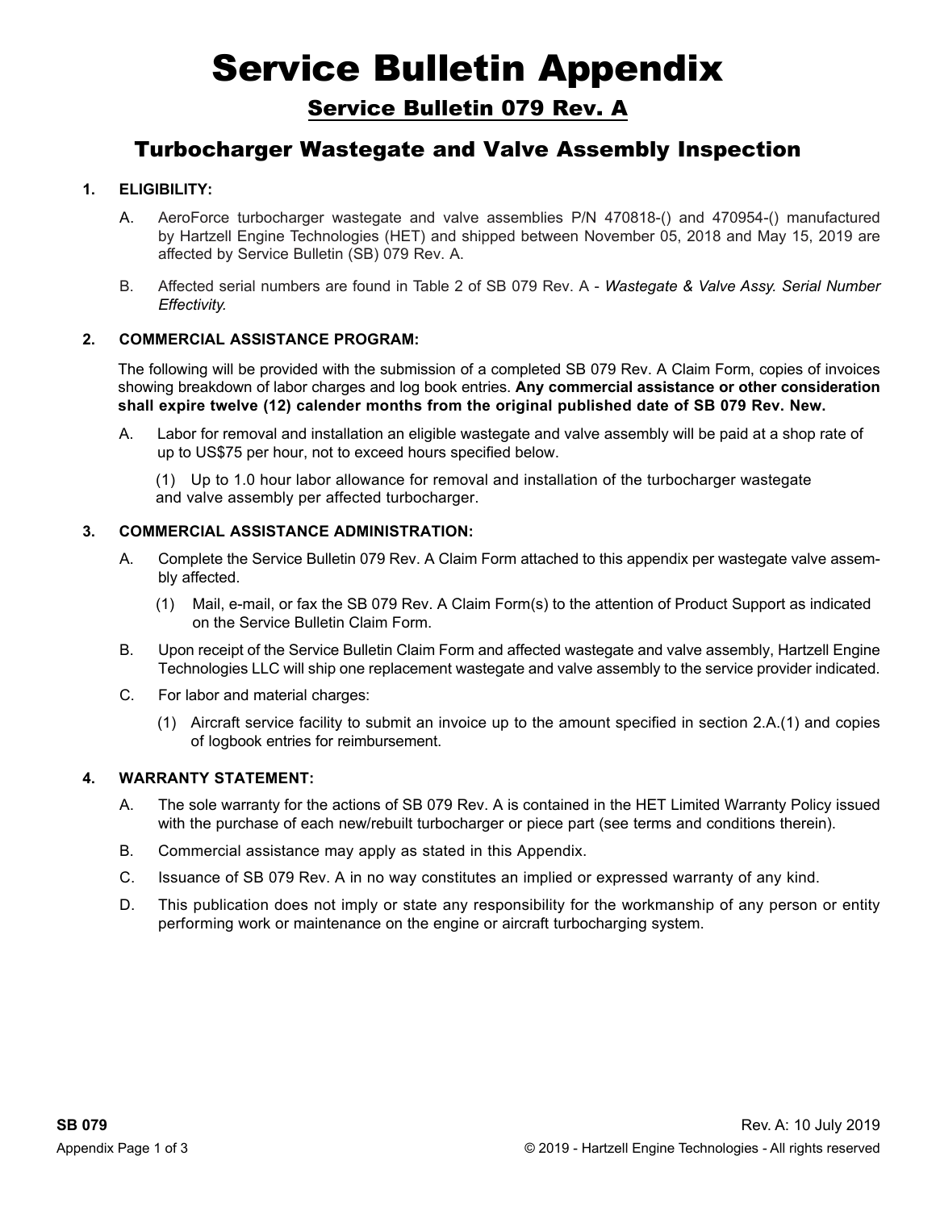# Service Bulletin Appendix

## Service Bulletin 079 Rev. A

## Turbocharger Wastegate and Valve Assembly Inspection

**1. ELIGIBILITY:**

A. AeroForce turbocharger wastegate and valve assemblies P/N 470818-() and 470954-() manufactured by Hartzell Engine Technologies (HET) and shipped between November 05, 2018 and May 15, 2019 are affected by Service Bulletin (SB) 079 Rev. A.

B. Affected serial numbers are found in Table 2 of SB 079 Rev. A - *Wastegate & Valve Assy. Serial Number Effectivity.*

**2. COMMERCIAL ASSISTANCE PROGRAM:**

The following will be provided with the submission of a completed SB 079 Rev. A Claim Form, copies of invoices showing breakdown of labor charges and log book entries. **Any commercial assistance or other consideration shall expire twelve (12) calender months from the original published date of SB 079 Rev. New.**

A. Labor for removal and installation an eligible wastegate and valve assembly will be paid at a shop rate of up to US$75 per hour, not to exceed hours specified below.

(1) Up to 1.0 hour labor allowance for removal and installation of the turbocharger wastegate and valve assembly per affected turbocharger.

**3. COMMERCIAL ASSISTANCE ADMINISTRATION:**

A. Complete the Service Bulletin 079 Rev. A Claim Form attached to this appendix per wastegate valve assembly affected.

(1) Mail, e-mail, or fax the SB 079 Rev. A Claim Form(s) to the attention of Product Support as indicated on the Service Bulletin Claim Form.

B. Upon receipt of the Service Bulletin Claim Form and affected wastegate and valve assembly, Hartzell Engine Technologies LLC will ship one replacement wastegate and valve assembly to the service provider indicated.

C. For labor and material charges:

(1) Aircraft service facility to submit an invoice up to the amount specified in section 2.A.(1) and copies of logbook entries for reimbursement.

**4. WARRANTY STATEMENT:**

A. The sole warranty for the actions of SB 079 Rev. A is contained in the HET Limited Warranty Policy issued with the purchase of each new/rebuilt turbocharger or piece part (see terms and conditions therein).

B. Commercial assistance may apply as stated in this Appendix.

C. Issuance of SB 079 Rev. A in no way constitutes an implied or expressed warranty of any kind.

D. This publication does not imply or state any responsibility for the workmanship of any person or entity performing work or maintenance on the engine or aircraft turbocharging system.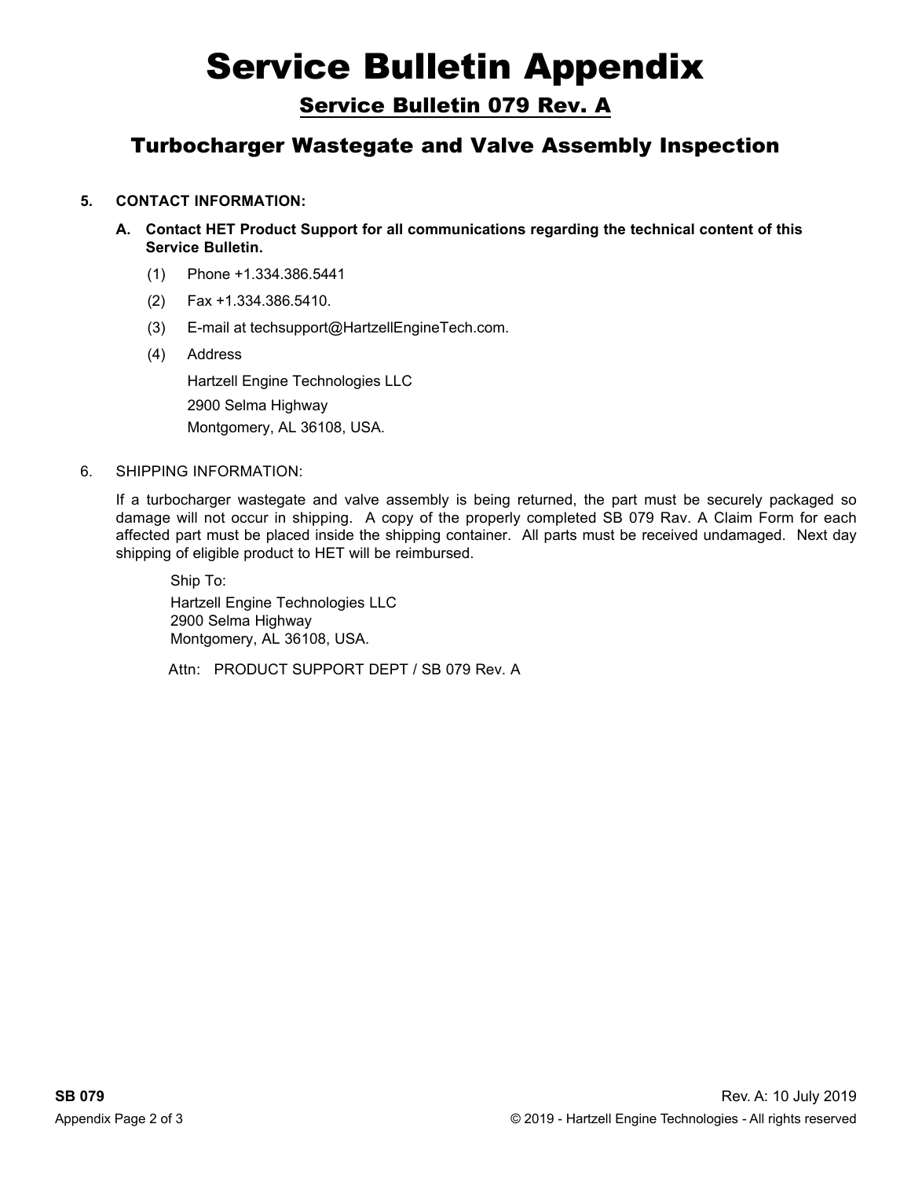# Service Bulletin Appendix

## Service Bulletin 079 Rev. A

## Turbocharger Wastegate and Valve Assembly Inspection

**5. CONTACT INFORMATION:**

**A. Contact HET Product Support for all communications regarding the technical content of this Service Bulletin.**

(1) Phone +1.334.386.5441

(2) Fax +1.334.386.5410.

(3) E-mail at techsupport@HartzellEngineTech.com.

(4) Address

Hartzell Engine Technologies LLC
2900 Selma Highway
Montgomery, AL 36108, USA.

6. SHIPPING INFORMATION:

If a turbocharger wastegate and valve assembly is being returned, the part must be securely packaged so damage will not occur in shipping. A copy of the properly completed SB 079 Rav. A Claim Form for each affected part must be placed inside the shipping container. All parts must be received undamaged. Next day shipping of eligible product to HET will be reimbursed.

Ship To:
Hartzell Engine Technologies LLC
2900 Selma Highway
Montgomery, AL 36108, USA.

Attn: PRODUCT SUPPORT DEPT / SB 079 Rev. A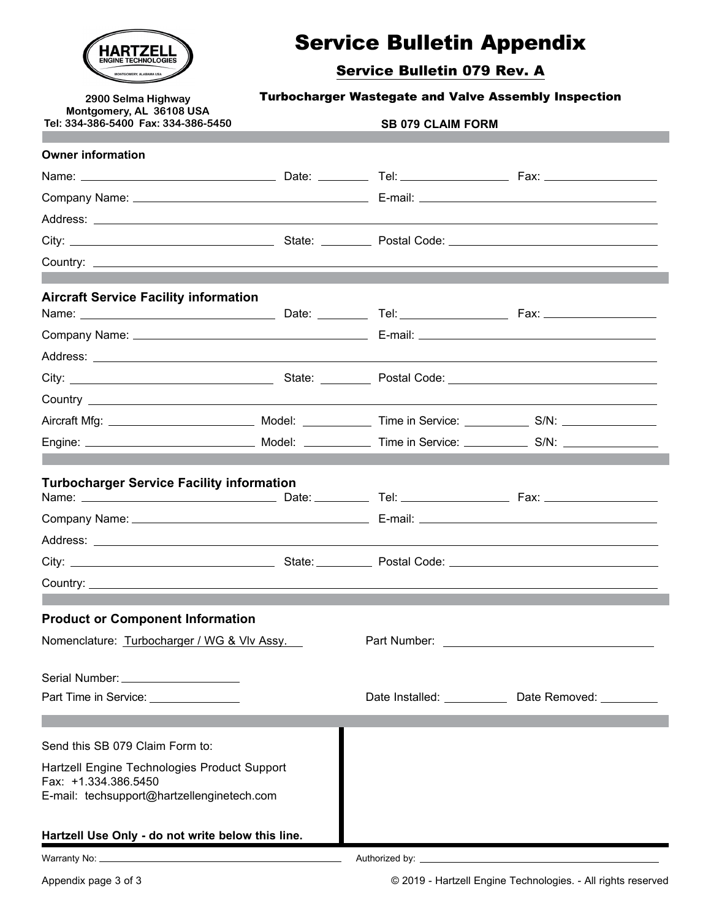HARTZELL ENGINE TECHNOLOGIES
MONTGOMERY, ALABAMA USA

2900 Selma Highway
Montgomery, AL 36108 USA
Tel: 334-386-5400 Fax: 334-386-5450

# Service Bulletin Appendix

## Service Bulletin 079 Rev. A

**Turbocharger Wastegate and Valve Assembly Inspection**

**SB 079 CLAIM FORM**

### Owner information

Name: ______________________ Date: ________ Tel: ______________ Fax: ______________

Company Name: ______________________ E-mail: ______________________

Address: ______________________________________________

City: ______________________ State: ________ Postal Code: ______________________

Country: ______________________________________________

### Aircraft Service Facility information

Name: ______________________ Date: ________ Tel: ______________ Fax: ______________

Company Name: ______________________ E-mail: ______________________

Address: ______________________________________________

City: ______________________ State: ________ Postal Code: ______________________

Country ______________________________________________

Aircraft Mfg: ______________ Model: ________ Time in Service: ________ S/N: ____________

Engine: ______________ Model: ________ Time in Service: ________ S/N: ____________

### Turbocharger Service Facility information

Name: ______________________ Date: ________ Tel: ______________ Fax: ______________

Company Name: ______________________ E-mail: ______________________

Address: ______________________________________________

City: ______________________ State: ________ Postal Code: ______________________

Country: ______________________________________________

### Product or Component Information

Nomenclature: Turbocharger / WG & Vlv Assy.   Part Number: ______________________

Serial Number: ______________

Part Time in Service: ____________   Date Installed: ________ Date Removed: ________

Send this SB 079 Claim Form to:

Hartzell Engine Technologies Product Support
Fax: +1.334.386.5450
E-mail: techsupport@hartzellenginetech.com

**Hartzell Use Only - do not write below this line.**

Warranty No: ______________________ Authorized by: ______________________

© 2019 - Hartzell Engine Technologies. - All rights reserved